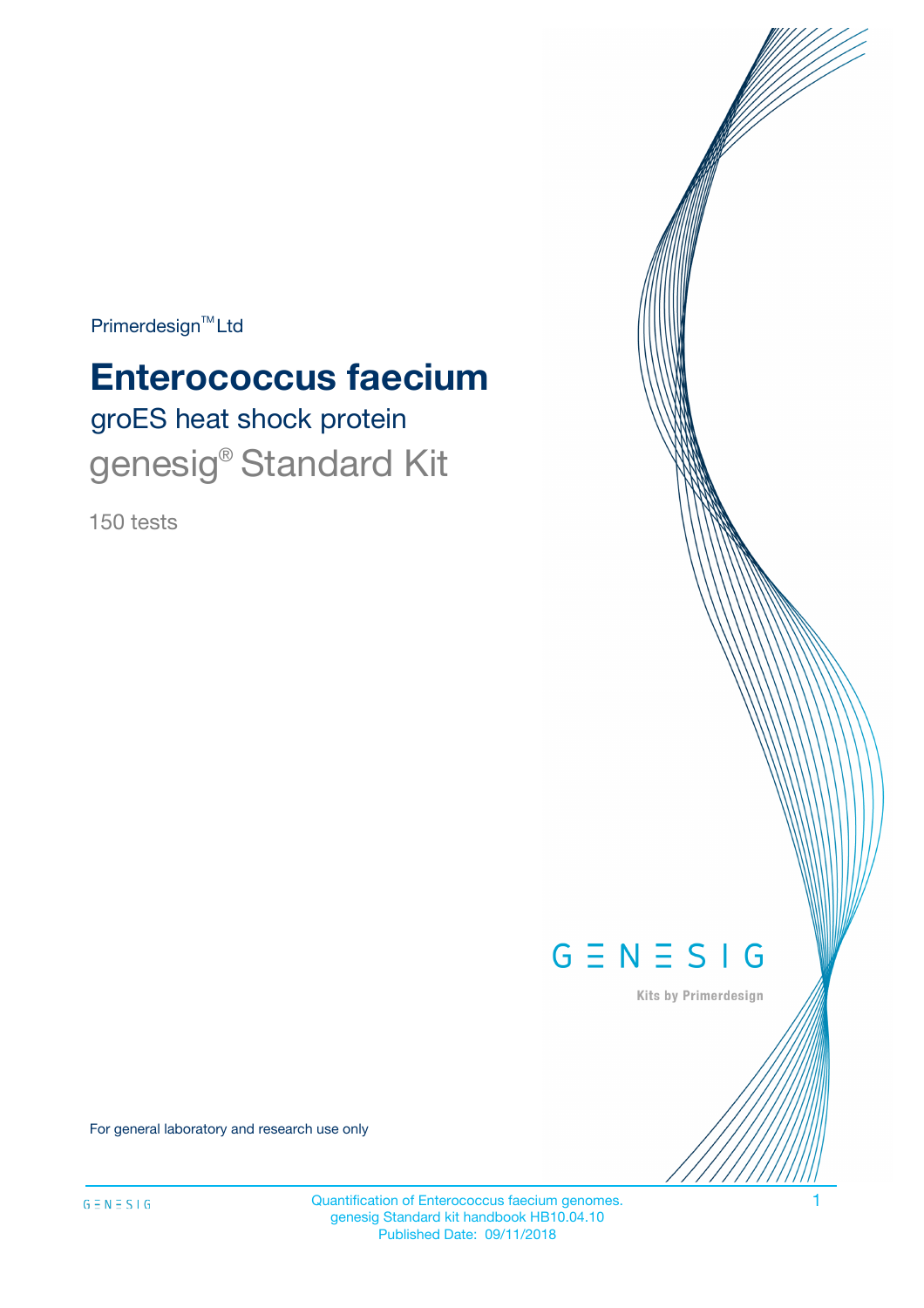Primerdesign™ Ltd

# Enterococcus faecium

## groES heat shock protein

## genesig® Standard Kit

150 tests

GENESIG

Kits by Primerdesign

For general laboratory and research use only

Quantification of Enterococcus faecium genomes.
genesig Standard kit handbook HB10.04.10
Published Date: 09/11/2018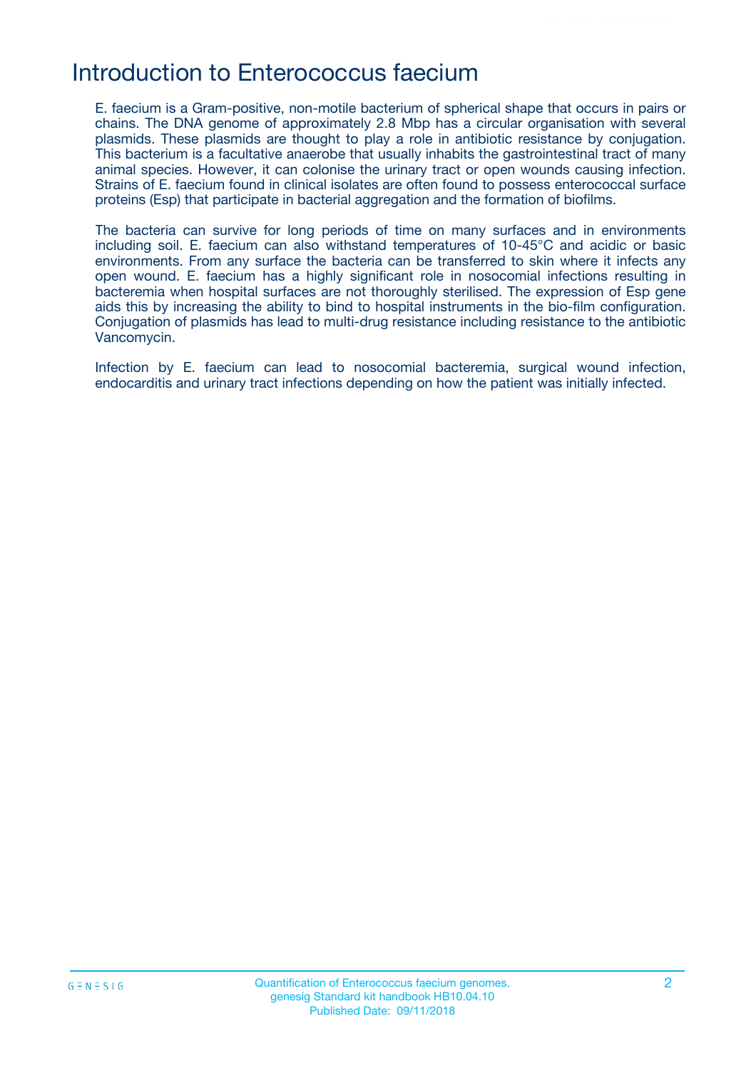# Introduction to Enterococcus faecium

E. faecium is a Gram-positive, non-motile bacterium of spherical shape that occurs in pairs or chains. The DNA genome of approximately 2.8 Mbp has a circular organisation with several plasmids. These plasmids are thought to play a role in antibiotic resistance by conjugation. This bacterium is a facultative anaerobe that usually inhabits the gastrointestinal tract of many animal species. However, it can colonise the urinary tract or open wounds causing infection. Strains of E. faecium found in clinical isolates are often found to possess enterococcal surface proteins (Esp) that participate in bacterial aggregation and the formation of biofilms.

The bacteria can survive for long periods of time on many surfaces and in environments including soil. E. faecium can also withstand temperatures of 10-45°C and acidic or basic environments. From any surface the bacteria can be transferred to skin where it infects any open wound. E. faecium has a highly significant role in nosocomial infections resulting in bacteremia when hospital surfaces are not thoroughly sterilised. The expression of Esp gene aids this by increasing the ability to bind to hospital instruments in the bio-film configuration. Conjugation of plasmids has lead to multi-drug resistance including resistance to the antibiotic Vancomycin.

Infection by E. faecium can lead to nosocomial bacteremia, surgical wound infection, endocarditis and urinary tract infections depending on how the patient was initially infected.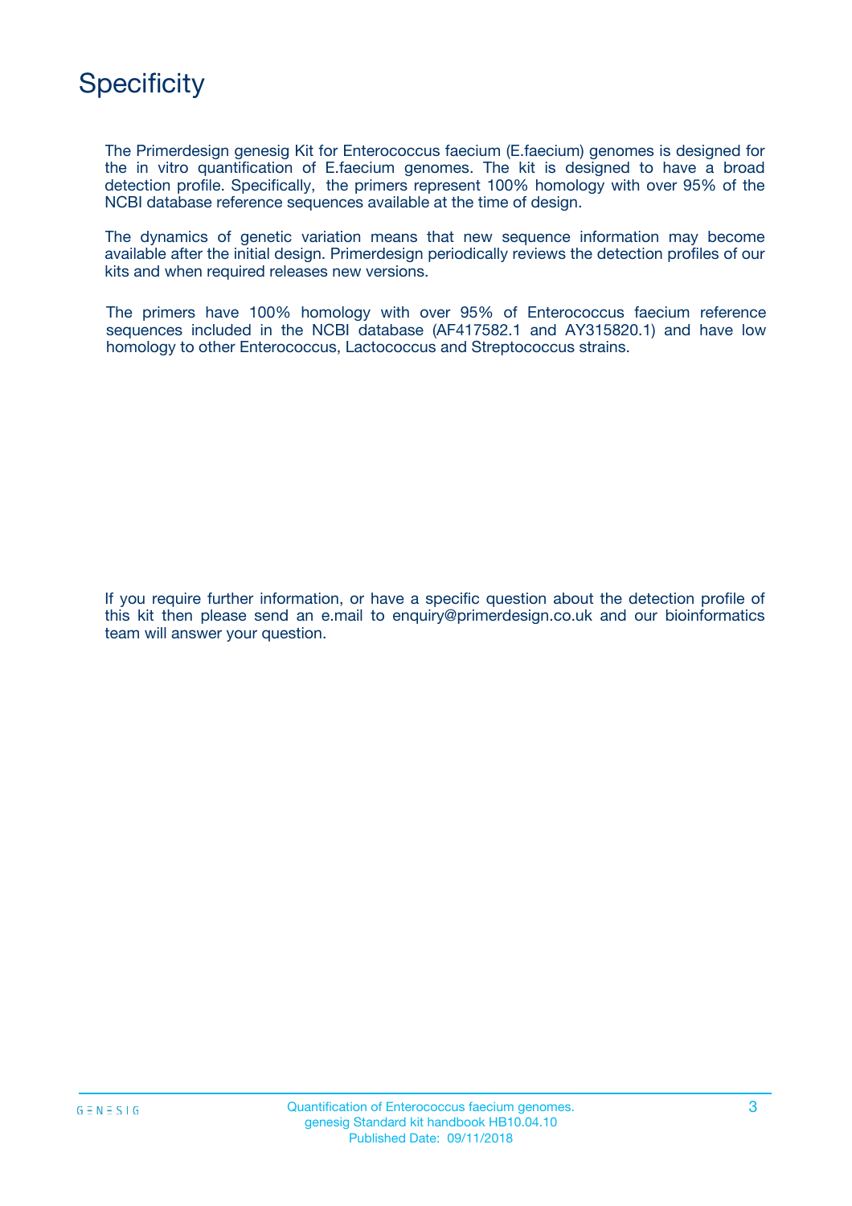# Specificity

The Primerdesign genesig Kit for Enterococcus faecium (E.faecium) genomes is designed for the in vitro quantification of E.faecium genomes. The kit is designed to have a broad detection profile. Specifically, the primers represent 100% homology with over 95% of the NCBI database reference sequences available at the time of design.

The dynamics of genetic variation means that new sequence information may become available after the initial design. Primerdesign periodically reviews the detection profiles of our kits and when required releases new versions.

The primers have 100% homology with over 95% of Enterococcus faecium reference sequences included in the NCBI database (AF417582.1 and AY315820.1) and have low homology to other Enterococcus, Lactococcus and Streptococcus strains.

If you require further information, or have a specific question about the detection profile of this kit then please send an e.mail to enquiry@primerdesign.co.uk and our bioinformatics team will answer your question.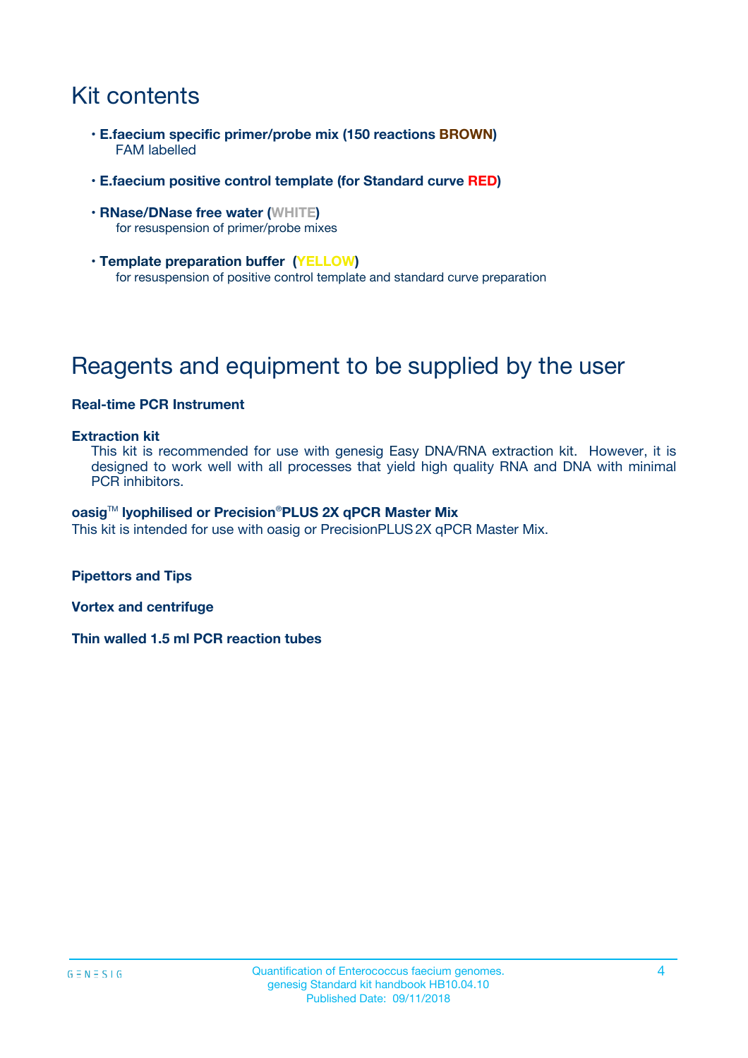# Kit contents

- **E.faecium specific primer/probe mix (150 reactions BROWN)**
  FAM labelled
- **E.faecium positive control template (for Standard curve RED)**
- **RNase/DNase free water (WHITE)**
  for resuspension of primer/probe mixes
- **Template preparation buffer (YELLOW)**
  for resuspension of positive control template and standard curve preparation

# Reagents and equipment to be supplied by the user

**Real-time PCR Instrument**

**Extraction kit**
This kit is recommended for use with genesig Easy DNA/RNA extraction kit. However, it is designed to work well with all processes that yield high quality RNA and DNA with minimal PCR inhibitors.

**oasig™ lyophilised or Precision®PLUS 2X qPCR Master Mix**
This kit is intended for use with oasig or PrecisionPLUS 2X qPCR Master Mix.

**Pipettors and Tips**

**Vortex and centrifuge**

**Thin walled 1.5 ml PCR reaction tubes**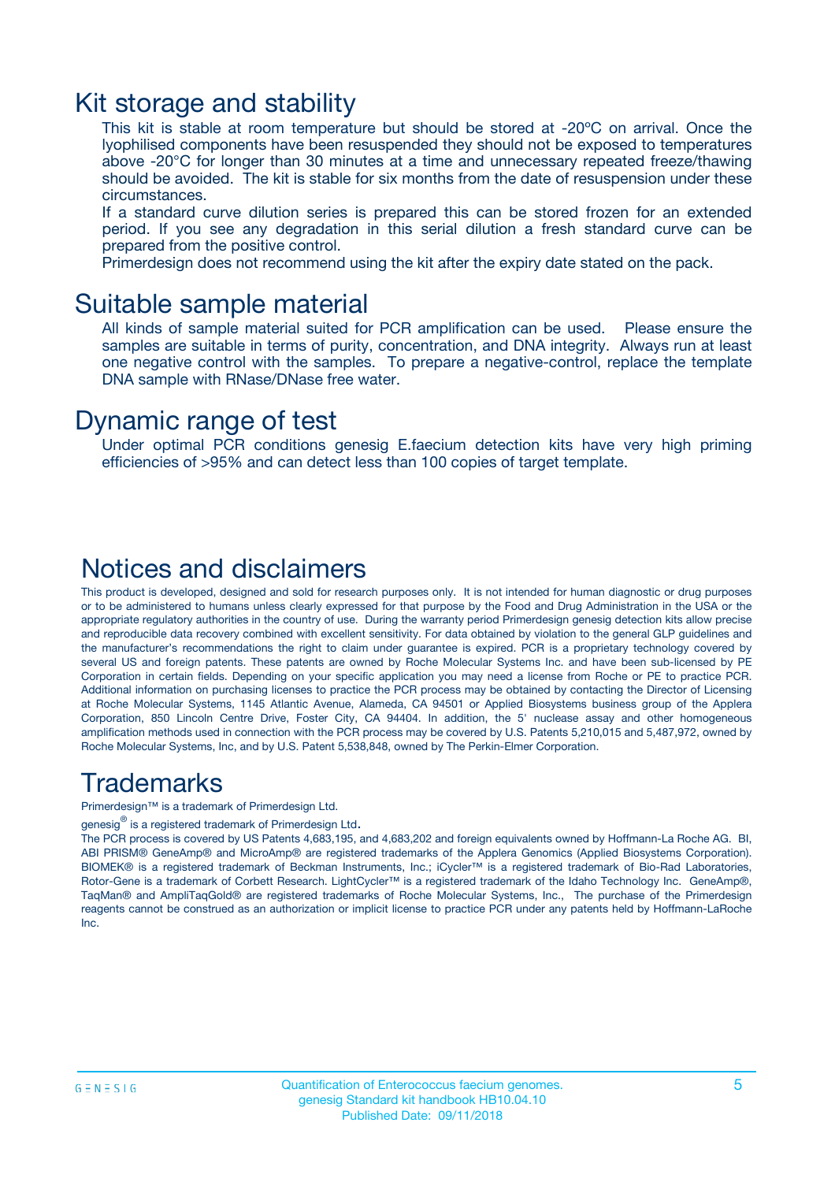# Kit storage and stability

This kit is stable at room temperature but should be stored at -20ºC on arrival. Once the lyophilised components have been resuspended they should not be exposed to temperatures above -20°C for longer than 30 minutes at a time and unnecessary repeated freeze/thawing should be avoided. The kit is stable for six months from the date of resuspension under these circumstances.

If a standard curve dilution series is prepared this can be stored frozen for an extended period. If you see any degradation in this serial dilution a fresh standard curve can be prepared from the positive control.

Primerdesign does not recommend using the kit after the expiry date stated on the pack.

# Suitable sample material

All kinds of sample material suited for PCR amplification can be used. Please ensure the samples are suitable in terms of purity, concentration, and DNA integrity. Always run at least one negative control with the samples. To prepare a negative-control, replace the template DNA sample with RNase/DNase free water.

# Dynamic range of test

Under optimal PCR conditions genesig E.faecium detection kits have very high priming efficiencies of >95% and can detect less than 100 copies of target template.

# Notices and disclaimers

This product is developed, designed and sold for research purposes only. It is not intended for human diagnostic or drug purposes or to be administered to humans unless clearly expressed for that purpose by the Food and Drug Administration in the USA or the appropriate regulatory authorities in the country of use. During the warranty period Primerdesign genesig detection kits allow precise and reproducible data recovery combined with excellent sensitivity. For data obtained by violation to the general GLP guidelines and the manufacturer's recommendations the right to claim under guarantee is expired. PCR is a proprietary technology covered by several US and foreign patents. These patents are owned by Roche Molecular Systems Inc. and have been sub-licensed by PE Corporation in certain fields. Depending on your specific application you may need a license from Roche or PE to practice PCR. Additional information on purchasing licenses to practice the PCR process may be obtained by contacting the Director of Licensing at Roche Molecular Systems, 1145 Atlantic Avenue, Alameda, CA 94501 or Applied Biosystems business group of the Applera Corporation, 850 Lincoln Centre Drive, Foster City, CA 94404. In addition, the 5' nuclease assay and other homogeneous amplification methods used in connection with the PCR process may be covered by U.S. Patents 5,210,015 and 5,487,972, owned by Roche Molecular Systems, Inc, and by U.S. Patent 5,538,848, owned by The Perkin-Elmer Corporation.

# Trademarks

Primerdesign™ is a trademark of Primerdesign Ltd.

genesig® is a registered trademark of Primerdesign Ltd.

The PCR process is covered by US Patents 4,683,195, and 4,683,202 and foreign equivalents owned by Hoffmann-La Roche AG. BI, ABI PRISM® GeneAmp® and MicroAmp® are registered trademarks of the Applera Genomics (Applied Biosystems Corporation). BIOMEK® is a registered trademark of Beckman Instruments, Inc.; iCycler™ is a registered trademark of Bio-Rad Laboratories, Rotor-Gene is a trademark of Corbett Research. LightCycler™ is a registered trademark of the Idaho Technology Inc. GeneAmp®, TaqMan® and AmpliTaqGold® are registered trademarks of Roche Molecular Systems, Inc., The purchase of the Primerdesign reagents cannot be construed as an authorization or implicit license to practice PCR under any patents held by Hoffmann-LaRoche Inc.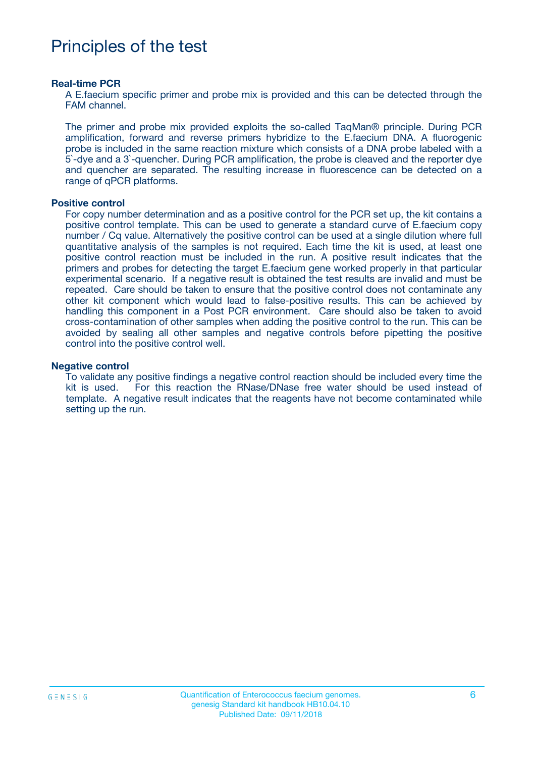# Principles of the test

### Real-time PCR

A E.faecium specific primer and probe mix is provided and this can be detected through the FAM channel.

The primer and probe mix provided exploits the so-called TaqMan® principle. During PCR amplification, forward and reverse primers hybridize to the E.faecium DNA. A fluorogenic probe is included in the same reaction mixture which consists of a DNA probe labeled with a 5`-dye and a 3`-quencher. During PCR amplification, the probe is cleaved and the reporter dye and quencher are separated. The resulting increase in fluorescence can be detected on a range of qPCR platforms.

### Positive control

For copy number determination and as a positive control for the PCR set up, the kit contains a positive control template. This can be used to generate a standard curve of E.faecium copy number / Cq value. Alternatively the positive control can be used at a single dilution where full quantitative analysis of the samples is not required. Each time the kit is used, at least one positive control reaction must be included in the run. A positive result indicates that the primers and probes for detecting the target E.faecium gene worked properly in that particular experimental scenario. If a negative result is obtained the test results are invalid and must be repeated. Care should be taken to ensure that the positive control does not contaminate any other kit component which would lead to false-positive results. This can be achieved by handling this component in a Post PCR environment. Care should also be taken to avoid cross-contamination of other samples when adding the positive control to the run. This can be avoided by sealing all other samples and negative controls before pipetting the positive control into the positive control well.

### Negative control

To validate any positive findings a negative control reaction should be included every time the kit is used. For this reaction the RNase/DNase free water should be used instead of template. A negative result indicates that the reagents have not become contaminated while setting up the run.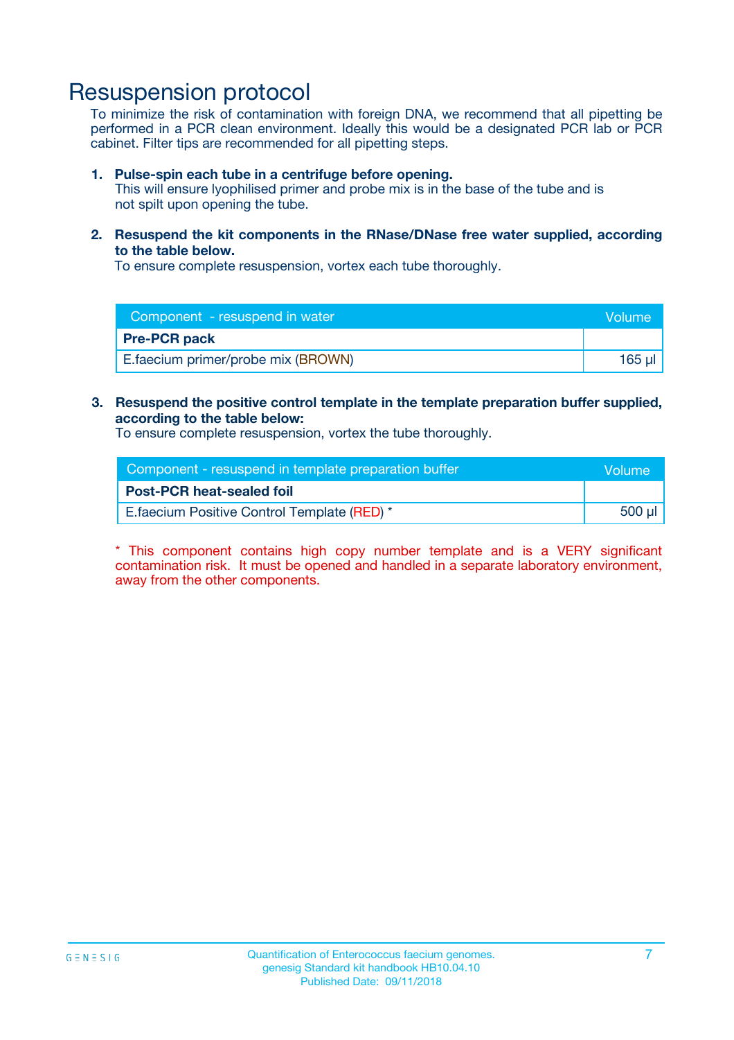# Resuspension protocol

To minimize the risk of contamination with foreign DNA, we recommend that all pipetting be performed in a PCR clean environment. Ideally this would be a designated PCR lab or PCR cabinet. Filter tips are recommended for all pipetting steps.

1. **Pulse-spin each tube in a centrifuge before opening.**
   This will ensure lyophilised primer and probe mix is in the base of the tube and is not spilt upon opening the tube.

2. **Resuspend the kit components in the RNase/DNase free water supplied, according to the table below.**
   To ensure complete resuspension, vortex each tube thoroughly.

| Component - resuspend in water | Volume |
|---|---|
| **Pre-PCR pack** | |
| E.faecium primer/probe mix (BROWN) | 165 µl |

3. **Resuspend the positive control template in the template preparation buffer supplied, according to the table below:**
   To ensure complete resuspension, vortex the tube thoroughly.

| Component - resuspend in template preparation buffer | Volume |
|---|---|
| **Post-PCR heat-sealed foil** | |
| E.faecium Positive Control Template (RED) * | 500 µl |

* This component contains high copy number template and is a VERY significant contamination risk. It must be opened and handled in a separate laboratory environment, away from the other components.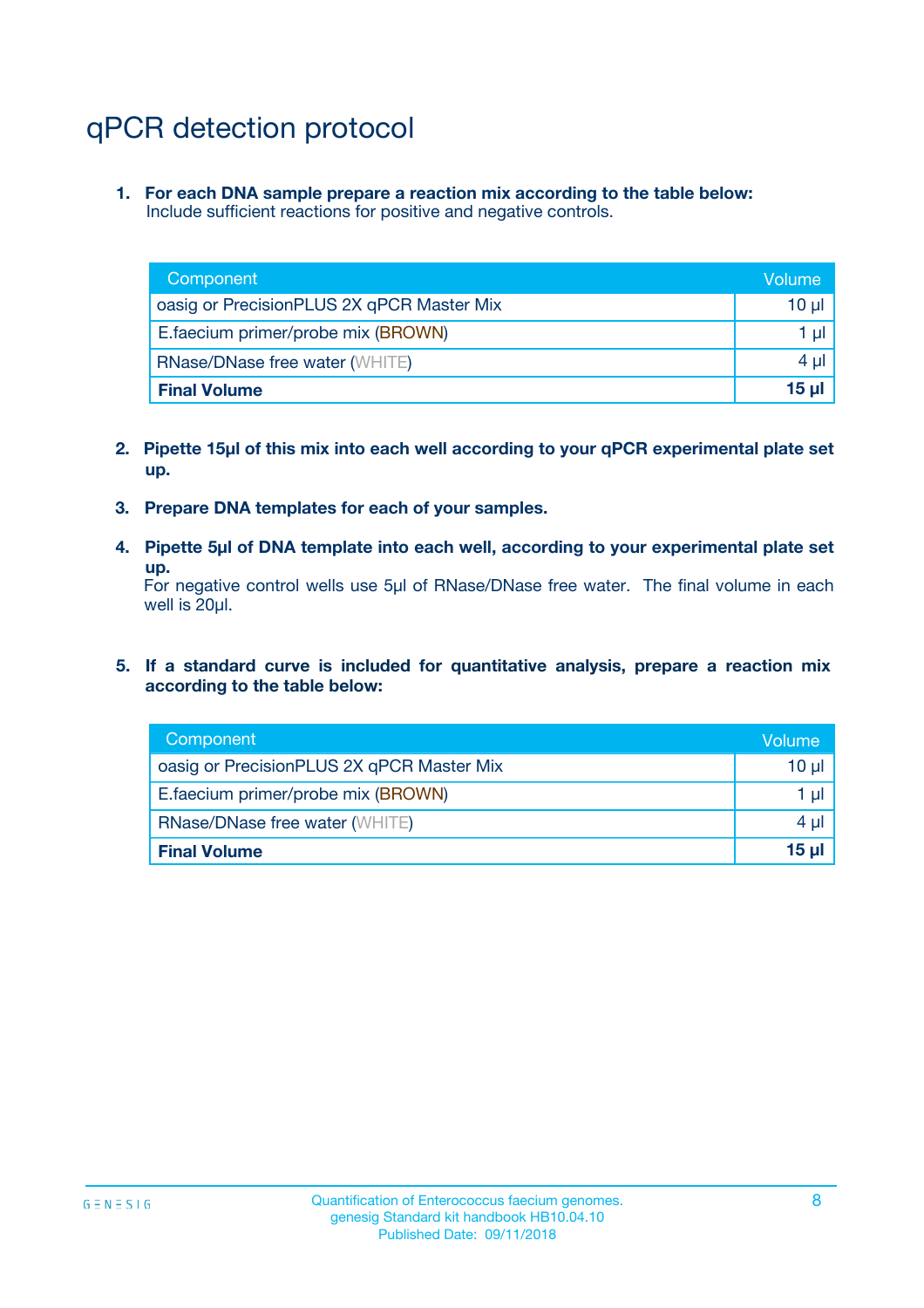# qPCR detection protocol

1. **For each DNA sample prepare a reaction mix according to the table below:**
   Include sufficient reactions for positive and negative controls.

| Component | Volume |
|---|---|
| oasig or PrecisionPLUS 2X qPCR Master Mix | 10 µl |
| E.faecium primer/probe mix (BROWN) | 1 µl |
| RNase/DNase free water (WHITE) | 4 µl |
| **Final Volume** | **15 µl** |

2. **Pipette 15µl of this mix into each well according to your qPCR experimental plate set up.**

3. **Prepare DNA templates for each of your samples.**

4. **Pipette 5µl of DNA template into each well, according to your experimental plate set up.**
   For negative control wells use 5µl of RNase/DNase free water. The final volume in each well is 20µl.

5. **If a standard curve is included for quantitative analysis, prepare a reaction mix according to the table below:**

| Component | Volume |
|---|---|
| oasig or PrecisionPLUS 2X qPCR Master Mix | 10 µl |
| E.faecium primer/probe mix (BROWN) | 1 µl |
| RNase/DNase free water (WHITE) | 4 µl |
| **Final Volume** | **15 µl** |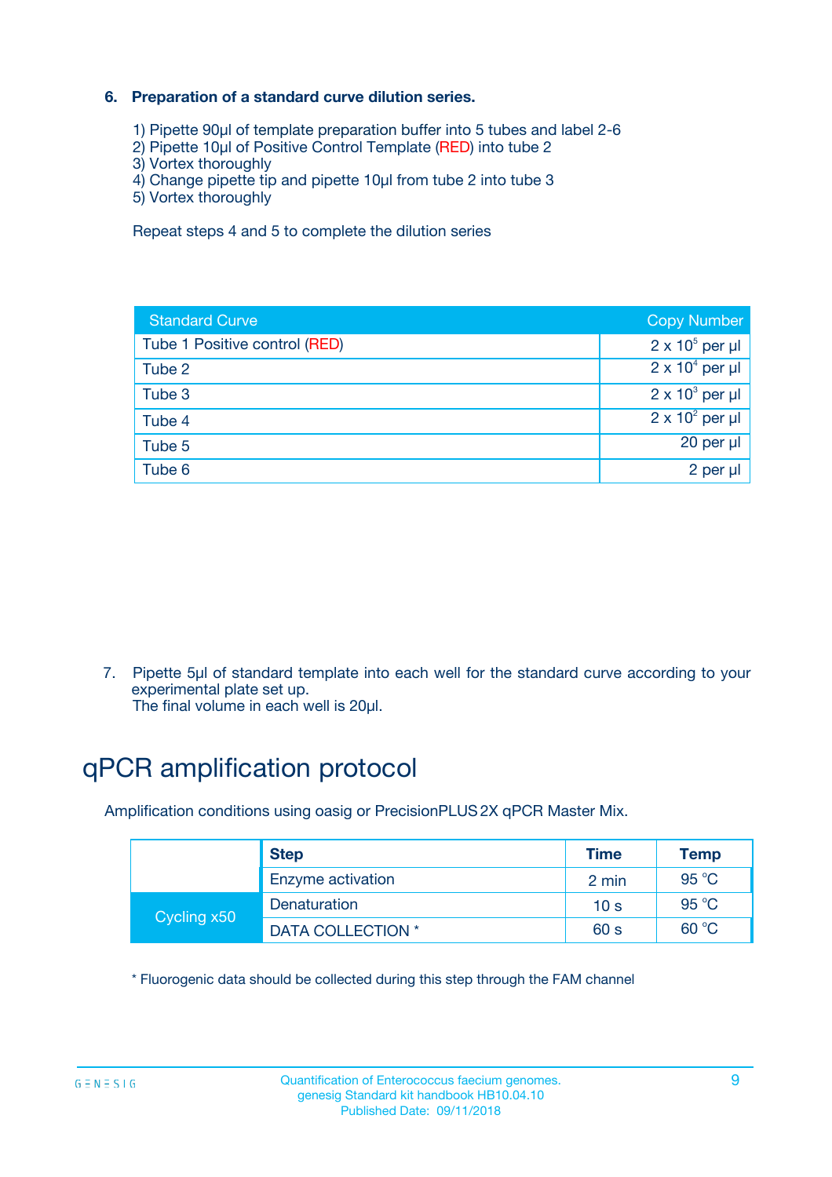### 6. Preparation of a standard curve dilution series.

1) Pipette 90µl of template preparation buffer into 5 tubes and label 2-6
2) Pipette 10µl of Positive Control Template (RED) into tube 2
3) Vortex thoroughly
4) Change pipette tip and pipette 10µl from tube 2 into tube 3
5) Vortex thoroughly

Repeat steps 4 and 5 to complete the dilution series

| Standard Curve | Copy Number |
|---|---|
| Tube 1 Positive control (RED) | $2 \times 10^5$ per µl |
| Tube 2 | $2 \times 10^4$ per µl |
| Tube 3 | $2 \times 10^3$ per µl |
| Tube 4 | $2 \times 10^2$ per µl |
| Tube 5 | 20 per µl |
| Tube 6 | 2 per µl |

7. Pipette 5µl of standard template into each well for the standard curve according to your experimental plate set up.
The final volume in each well is 20µl.

# qPCR amplification protocol

Amplification conditions using oasig or PrecisionPLUS 2X qPCR Master Mix.

| | Step | Time | Temp |
|---|---|---|---|
| | Enzyme activation | 2 min | 95 °C |
| Cycling x50 | Denaturation | 10 s | 95 °C |
| | DATA COLLECTION * | 60 s | 60 °C |

* Fluorogenic data should be collected during this step through the FAM channel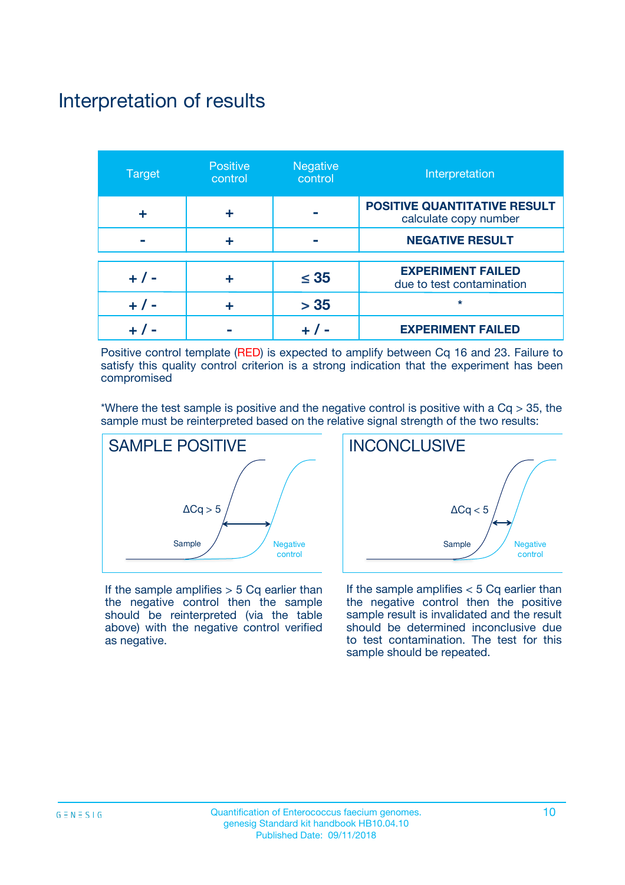# Interpretation of results

| Target | Positive control | Negative control | Interpretation |
|---|---|---|---|
| + | + | - | **POSITIVE QUANTITATIVE RESULT** calculate copy number |
| - | + | - | **NEGATIVE RESULT** |
| + / - | + | ≤ 35 | **EXPERIMENT FAILED** due to test contamination |
| + / - | + | > 35 | * |
| + / - | - | + / - | **EXPERIMENT FAILED** |

Positive control template (RED) is expected to amplify between Cq 16 and 23. Failure to satisfy this quality control criterion is a strong indication that the experiment has been compromised

*Where the test sample is positive and the negative control is positive with a Cq > 35, the sample must be reinterpreted based on the relative signal strength of the two results:

SAMPLE POSITIVE

ΔCq > 5

Sample

Negative control

If the sample amplifies > 5 Cq earlier than the negative control then the sample should be reinterpreted (via the table above) with the negative control verified as negative.

INCONCLUSIVE

ΔCq < 5

Sample

Negative control

If the sample amplifies < 5 Cq earlier than the negative control then the positive sample result is invalidated and the result should be determined inconclusive due to test contamination. The test for this sample should be repeated.